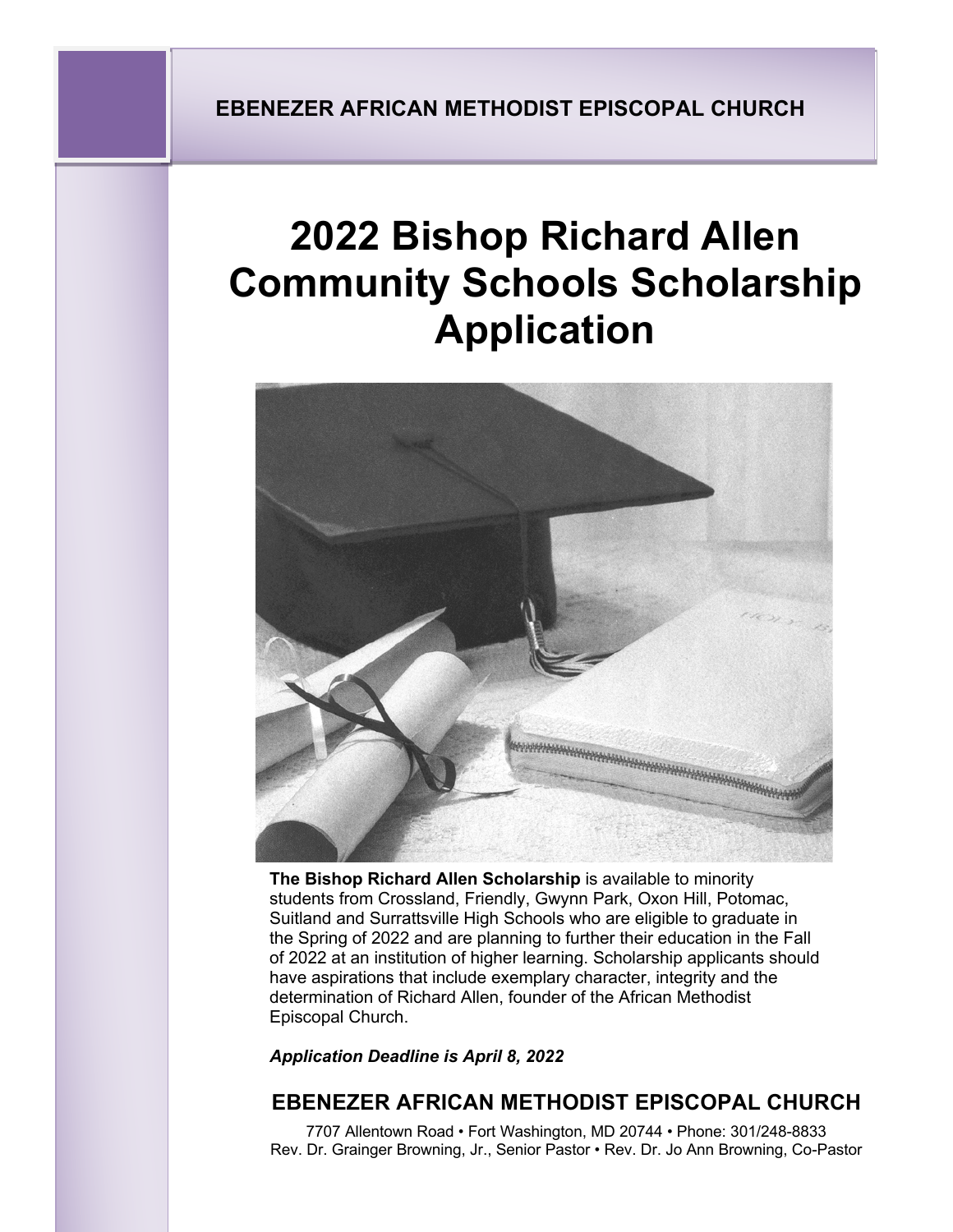**EBENEZER AFRICAN METHODIST EPISCOPAL CHURCH**

# 2022 Bishop Richard Allen Community Schools Scholarship Application

**The Bishop Richard Allen Scholarship** is available to minority students from Crossland, Friendly, Gwynn Park, Oxon Hill, Potomac, Suitland and Surrattsville High Schools who are eligible to graduate in the Spring of 2022 and are planning to further their education in the Fall of 2022 at an institution of higher learning. Scholarship applicants should have aspirations that include exemplary character, integrity and the determination of Richard Allen, founder of the African Methodist Episcopal Church.

***Application Deadline is April 8, 2022***

## EBENEZER AFRICAN METHODIST EPISCOPAL CHURCH

7707 Allentown Road • Fort Washington, MD 20744 • Phone: 301/248-8833
Rev. Dr. Grainger Browning, Jr., Senior Pastor • Rev. Dr. Jo Ann Browning, Co-Pastor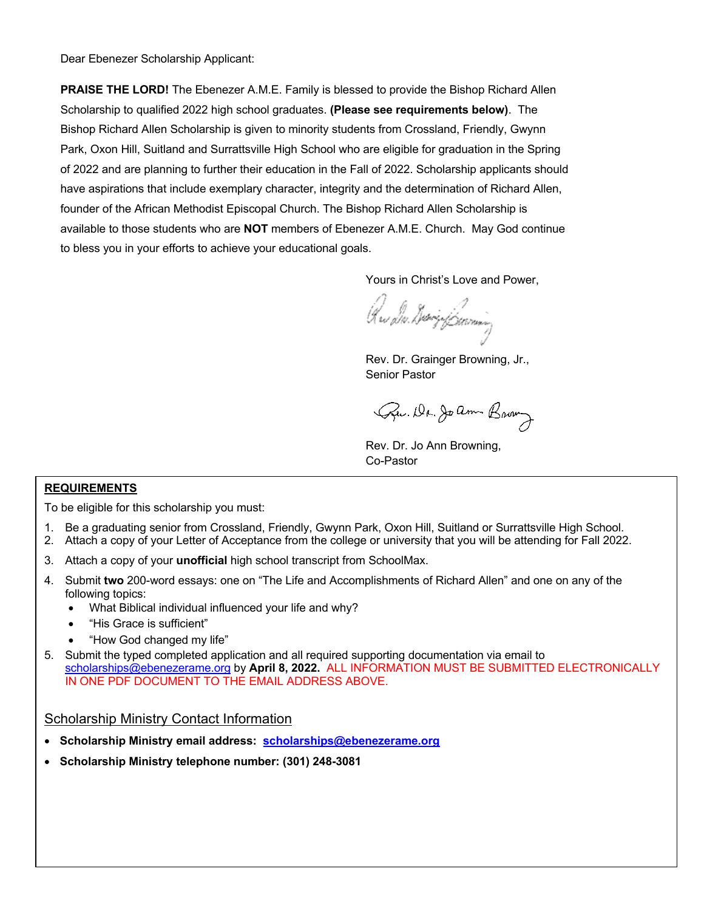Dear Ebenezer Scholarship Applicant:

**PRAISE THE LORD!** The Ebenezer A.M.E. Family is blessed to provide the Bishop Richard Allen Scholarship to qualified 2022 high school graduates. **(Please see requirements below)**. The Bishop Richard Allen Scholarship is given to minority students from Crossland, Friendly, Gwynn Park, Oxon Hill, Suitland and Surrattsville High School who are eligible for graduation in the Spring of 2022 and are planning to further their education in the Fall of 2022. Scholarship applicants should have aspirations that include exemplary character, integrity and the determination of Richard Allen, founder of the African Methodist Episcopal Church. The Bishop Richard Allen Scholarship is available to those students who are **NOT** members of Ebenezer A.M.E. Church. May God continue to bless you in your efforts to achieve your educational goals.

Yours in Christ's Love and Power,

Rev. Dr. Grainger Browning, Jr.,
Senior Pastor

Rev. Dr. Jo Ann Browning,
Co-Pastor

**REQUIREMENTS**

To be eligible for this scholarship you must:

1. Be a graduating senior from Crossland, Friendly, Gwynn Park, Oxon Hill, Suitland or Surrattsville High School.
2. Attach a copy of your Letter of Acceptance from the college or university that you will be attending for Fall 2022.
3. Attach a copy of your **unofficial** high school transcript from SchoolMax.
4. Submit **two** 200-word essays: one on "The Life and Accomplishments of Richard Allen" and one on any of the following topics:
   - What Biblical individual influenced your life and why?
   - "His Grace is sufficient"
   - "How God changed my life"
5. Submit the typed completed application and all required supporting documentation via email to scholarships@ebenezerame.org by **April 8, 2022.** ALL INFORMATION MUST BE SUBMITTED ELECTRONICALLY IN ONE PDF DOCUMENT TO THE EMAIL ADDRESS ABOVE.

## Scholarship Ministry Contact Information

- **Scholarship Ministry email address: scholarships@ebenezerame.org**
- **Scholarship Ministry telephone number: (301) 248-3081**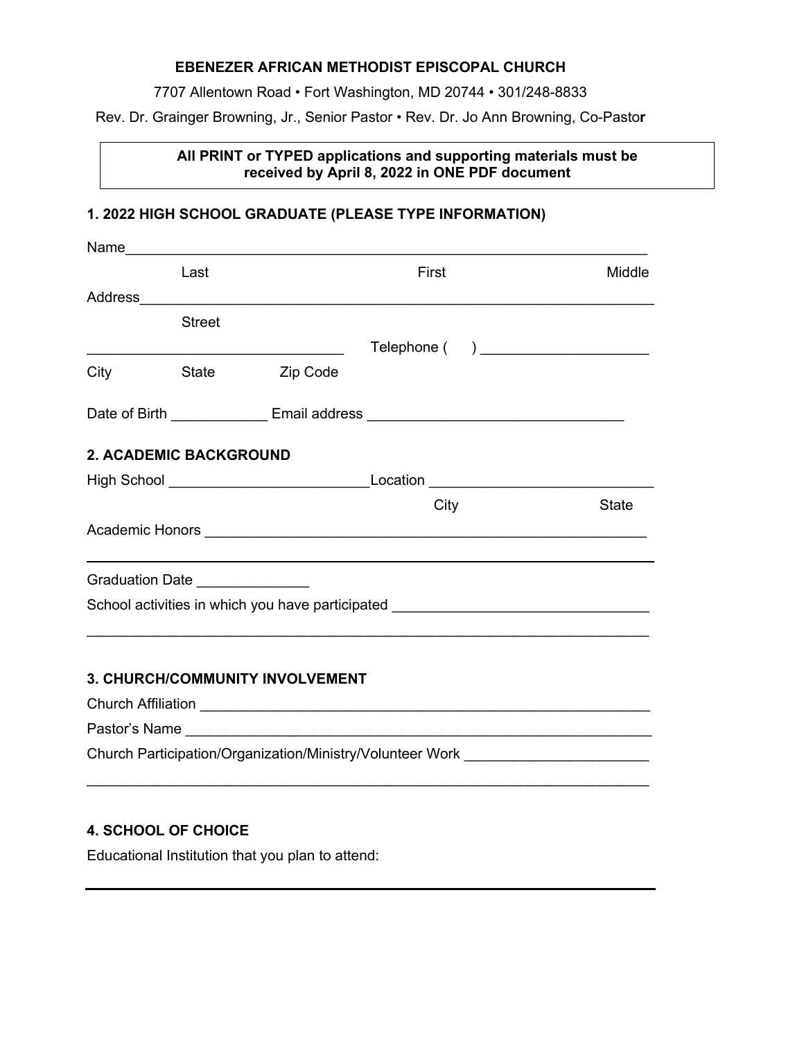**EBENEZER AFRICAN METHODIST EPISCOPAL CHURCH**

7707 Allentown Road • Fort Washington, MD 20744 • 301/248-8833

Rev. Dr. Grainger Browning, Jr., Senior Pastor • Rev. Dr. Jo Ann Browning, Co-Pastor

**All PRINT or TYPED applications and supporting materials must be received by April 8, 2022 in ONE PDF document**

### 1. 2022 HIGH SCHOOL GRADUATE (PLEASE TYPE INFORMATION)

Name___________________________________________________________________

Last First Middle

Address_________________________________________________________________

Street

________________________________ Telephone ( ) ____________________

City State Zip Code

Date of Birth ____________ Email address ______________________________

### 2. ACADEMIC BACKGROUND

High School ________________________Location __________________________

City State

Academic Honors _____________________________________________________

_______________________________________________________________________

Graduation Date ______________

School activities in which you have participated ______________________________

_______________________________________________________________________

### 3. CHURCH/COMMUNITY INVOLVEMENT

Church Affiliation _____________________________________________________

Pastor's Name ________________________________________________________

Church Participation/Organization/Ministry/Volunteer Work _____________________

_______________________________________________________________________

### 4. SCHOOL OF CHOICE

Educational Institution that you plan to attend:

_______________________________________________________________________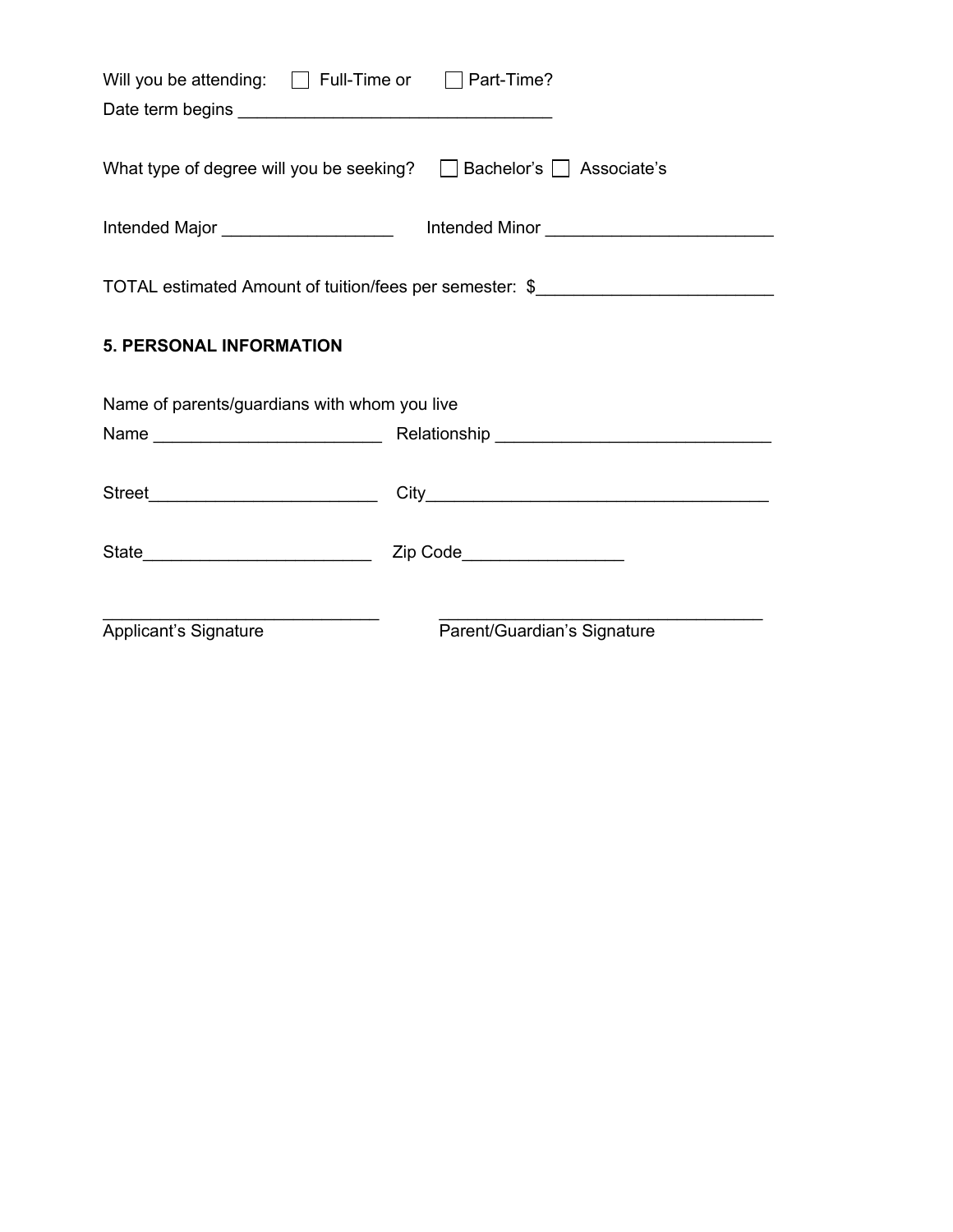Will you be attending: ☐ Full-Time or ☐ Part-Time?

Date term begins ________________________________

What type of degree will you be seeking? ☐ Bachelor's ☐ Associate's

Intended Major _________________ Intended Minor _______________________

TOTAL estimated Amount of tuition/fees per semester: $________________________

**5. PERSONAL INFORMATION**

Name of parents/guardians with whom you live

Name _______________________ Relationship ____________________________

Street_______________________ City___________________________________

State_______________________ Zip Code________________

____________________________ ____________________________________

Applicant's Signature Parent/Guardian's Signature